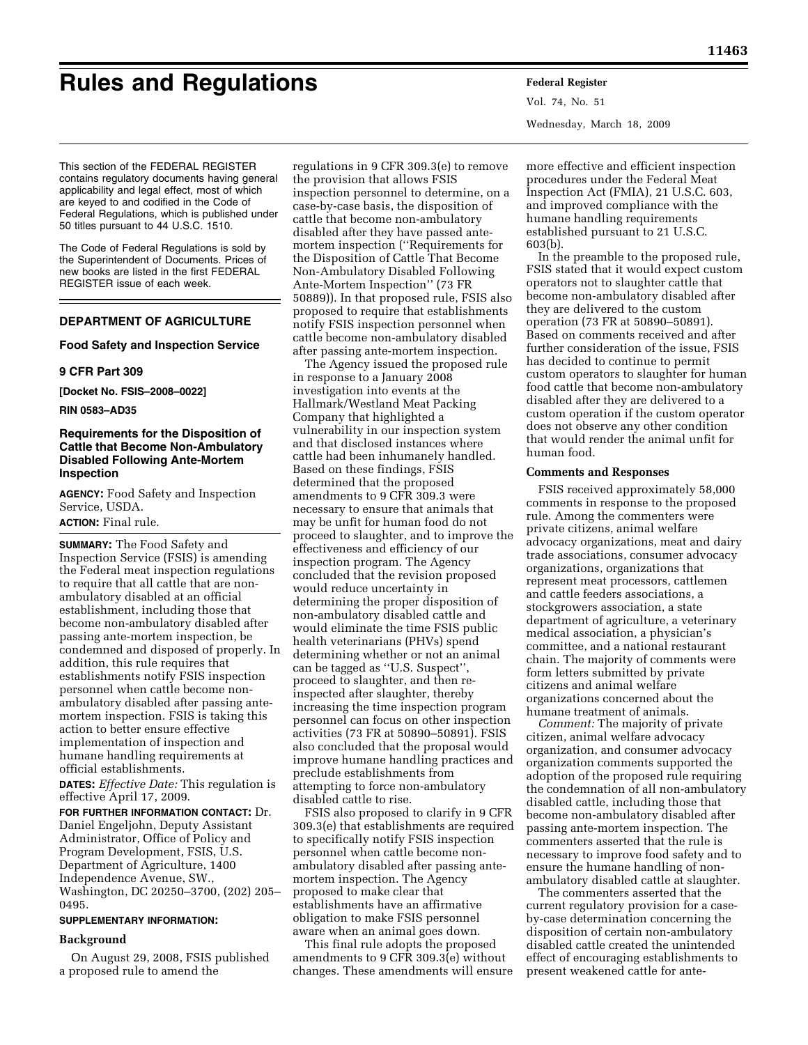# Rules and Regulations

This section of the FEDERAL REGISTER contains regulatory documents having general applicability and legal effect, most of which are keyed to and codified in the Code of Federal Regulations, which is published under 50 titles pursuant to 44 U.S.C. 1510.

The Code of Federal Regulations is sold by the Superintendent of Documents. Prices of new books are listed in the first FEDERAL REGISTER issue of each week.

## DEPARTMENT OF AGRICULTURE

### Food Safety and Inspection Service

### 9 CFR Part 309

**[Docket No. FSIS–2008–0022]**

**RIN 0583–AD35**

### Requirements for the Disposition of Cattle that Become Non-Ambulatory Disabled Following Ante-Mortem Inspection

**AGENCY:** Food Safety and Inspection Service, USDA.

**ACTION:** Final rule.

**SUMMARY:** The Food Safety and Inspection Service (FSIS) is amending the Federal meat inspection regulations to require that all cattle that are non-ambulatory disabled at an official establishment, including those that become non-ambulatory disabled after passing ante-mortem inspection, be condemned and disposed of properly. In addition, this rule requires that establishments notify FSIS inspection personnel when cattle become non-ambulatory disabled after passing ante-mortem inspection. FSIS is taking this action to better ensure effective implementation of inspection and humane handling requirements at official establishments.

**DATES:** *Effective Date:* This regulation is effective April 17, 2009.

**FOR FURTHER INFORMATION CONTACT:** Dr. Daniel Engeljohn, Deputy Assistant Administrator, Office of Policy and Program Development, FSIS, U.S. Department of Agriculture, 1400 Independence Avenue, SW., Washington, DC 20250–3700, (202) 205–0495.

**SUPPLEMENTARY INFORMATION:**

#### Background

On August 29, 2008, FSIS published a proposed rule to amend the regulations in 9 CFR 309.3(e) to remove the provision that allows FSIS inspection personnel to determine, on a case-by-case basis, the disposition of cattle that become non-ambulatory disabled after they have passed ante-mortem inspection (''Requirements for the Disposition of Cattle That Become Non-Ambulatory Disabled Following Ante-Mortem Inspection'' (73 FR 50889)). In that proposed rule, FSIS also proposed to require that establishments notify FSIS inspection personnel when cattle become non-ambulatory disabled after passing ante-mortem inspection.

The Agency issued the proposed rule in response to a January 2008 investigation into events at the Hallmark/Westland Meat Packing Company that highlighted a vulnerability in our inspection system and that disclosed instances where cattle had been inhumanely handled. Based on these findings, FSIS determined that the proposed amendments to 9 CFR 309.3 were necessary to ensure that animals that may be unfit for human food do not proceed to slaughter, and to improve the effectiveness and efficiency of our inspection program. The Agency concluded that the revision proposed would reduce uncertainty in determining the proper disposition of non-ambulatory disabled cattle and would eliminate the time FSIS public health veterinarians (PHVs) spend determining whether or not an animal can be tagged as ''U.S. Suspect'', proceed to slaughter, and then re-inspected after slaughter, thereby increasing the time inspection program personnel can focus on other inspection activities (73 FR at 50890–50891). FSIS also concluded that the proposal would improve humane handling practices and preclude establishments from attempting to force non-ambulatory disabled cattle to rise.

FSIS also proposed to clarify in 9 CFR 309.3(e) that establishments are required to specifically notify FSIS inspection personnel when cattle become non-ambulatory disabled after passing ante-mortem inspection. The Agency proposed to make clear that establishments have an affirmative obligation to make FSIS personnel aware when an animal goes down.

This final rule adopts the proposed amendments to 9 CFR 309.3(e) without changes. These amendments will ensure more effective and efficient inspection procedures under the Federal Meat Inspection Act (FMIA), 21 U.S.C. 603, and improved compliance with the humane handling requirements established pursuant to 21 U.S.C. 603(b).

In the preamble to the proposed rule, FSIS stated that it would expect custom operators not to slaughter cattle that become non-ambulatory disabled after they are delivered to the custom operation (73 FR at 50890–50891). Based on comments received and after further consideration of the issue, FSIS has decided to continue to permit custom operators to slaughter for human food cattle that become non-ambulatory disabled after they are delivered to a custom operation if the custom operator does not observe any other condition that would render the animal unfit for human food.

#### Comments and Responses

FSIS received approximately 58,000 comments in response to the proposed rule. Among the commenters were private citizens, animal welfare advocacy organizations, meat and dairy trade associations, consumer advocacy organizations, organizations that represent meat processors, cattlemen and cattle feeders associations, a stockgrowers association, a state department of agriculture, a veterinary medical association, a physician's committee, and a national restaurant chain. The majority of comments were form letters submitted by private citizens and animal welfare organizations concerned about the humane treatment of animals.

*Comment:* The majority of private citizen, animal welfare advocacy organization, and consumer advocacy organization comments supported the adoption of the proposed rule requiring the condemnation of all non-ambulatory disabled cattle, including those that become non-ambulatory disabled after passing ante-mortem inspection. The commenters asserted that the rule is necessary to improve food safety and to ensure the humane handling of non-ambulatory disabled cattle at slaughter.

The commenters asserted that the current regulatory provision for a case-by-case determination concerning the disposition of certain non-ambulatory disabled cattle created the unintended effect of encouraging establishments to present weakened cattle for ante-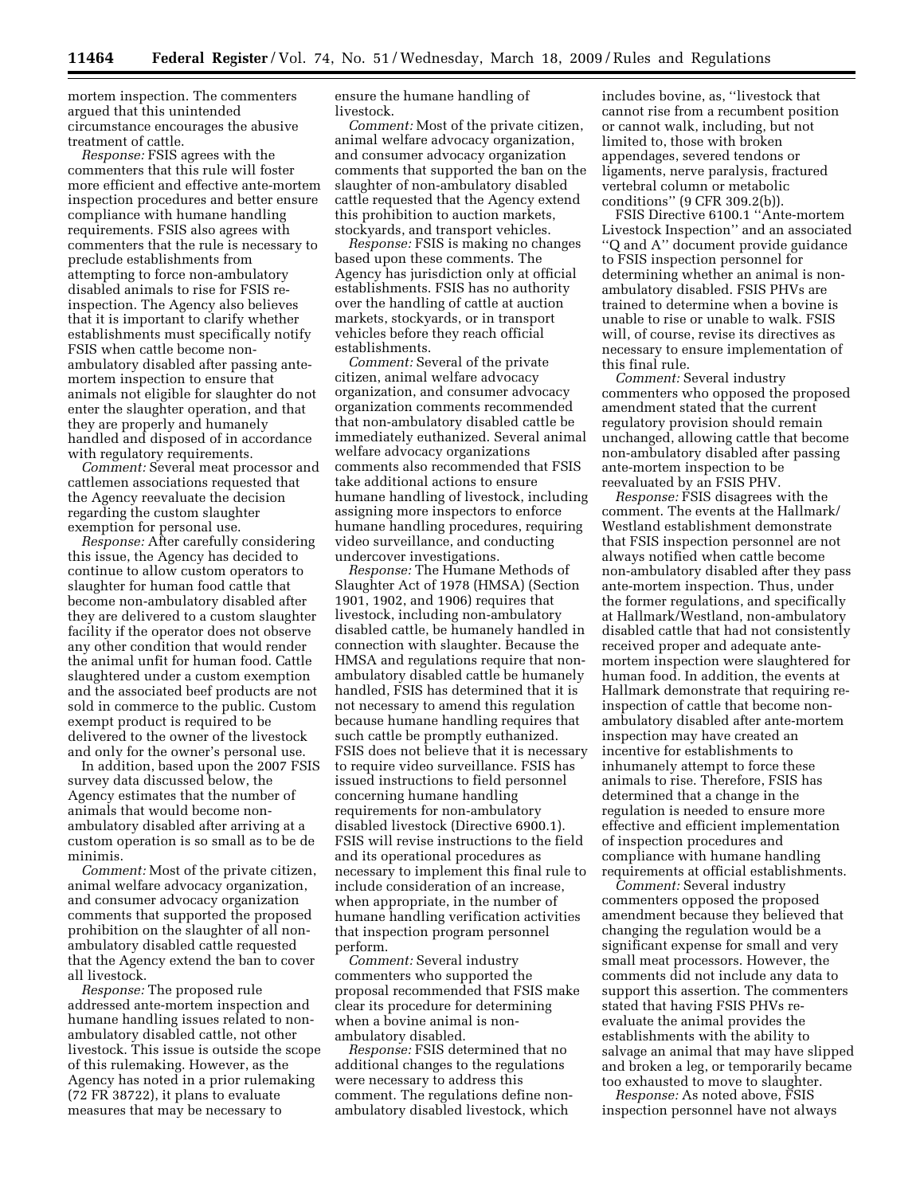mortem inspection. The commenters argued that this unintended circumstance encourages the abusive treatment of cattle.

*Response:* FSIS agrees with the commenters that this rule will foster more efficient and effective ante-mortem inspection procedures and better ensure compliance with humane handling requirements. FSIS also agrees with commenters that the rule is necessary to preclude establishments from attempting to force non-ambulatory disabled animals to rise for FSIS re-inspection. The Agency also believes that it is important to clarify whether establishments must specifically notify FSIS when cattle become non-ambulatory disabled after passing ante-mortem inspection to ensure that animals not eligible for slaughter do not enter the slaughter operation, and that they are properly and humanely handled and disposed of in accordance with regulatory requirements.

*Comment:* Several meat processor and cattlemen associations requested that the Agency reevaluate the decision regarding the custom slaughter exemption for personal use.

*Response:* After carefully considering this issue, the Agency has decided to continue to allow custom operators to slaughter for human food cattle that become non-ambulatory disabled after they are delivered to a custom slaughter facility if the operator does not observe any other condition that would render the animal unfit for human food. Cattle slaughtered under a custom exemption and the associated beef products are not sold in commerce to the public. Custom exempt product is required to be delivered to the owner of the livestock and only for the owner's personal use.

In addition, based upon the 2007 FSIS survey data discussed below, the Agency estimates that the number of animals that would become non-ambulatory disabled after arriving at a custom operation is so small as to be de minimis.

*Comment:* Most of the private citizen, animal welfare advocacy organization, and consumer advocacy organization comments that supported the proposed prohibition on the slaughter of all non-ambulatory disabled cattle requested that the Agency extend the ban to cover all livestock.

*Response:* The proposed rule addressed ante-mortem inspection and humane handling issues related to non-ambulatory disabled cattle, not other livestock. This issue is outside the scope of this rulemaking. However, as the Agency has noted in a prior rulemaking (72 FR 38722), it plans to evaluate measures that may be necessary to ensure the humane handling of livestock.

*Comment:* Most of the private citizen, animal welfare advocacy organization, and consumer advocacy organization comments that supported the ban on the slaughter of non-ambulatory disabled cattle requested that the Agency extend this prohibition to auction markets, stockyards, and transport vehicles.

*Response:* FSIS is making no changes based upon these comments. The Agency has jurisdiction only at official establishments. FSIS has no authority over the handling of cattle at auction markets, stockyards, or in transport vehicles before they reach official establishments.

*Comment:* Several of the private citizen, animal welfare advocacy organization, and consumer advocacy organization comments recommended that non-ambulatory disabled cattle be immediately euthanized. Several animal welfare advocacy organizations comments also recommended that FSIS take additional actions to ensure humane handling of livestock, including assigning more inspectors to enforce humane handling procedures, requiring video surveillance, and conducting undercover investigations.

*Response:* The Humane Methods of Slaughter Act of 1978 (HMSA) (Section 1901, 1902, and 1906) requires that livestock, including non-ambulatory disabled cattle, be humanely handled in connection with slaughter. Because the HMSA and regulations require that non-ambulatory disabled cattle be humanely handled, FSIS has determined that it is not necessary to amend this regulation because humane handling requires that such cattle be promptly euthanized. FSIS does not believe that it is necessary to require video surveillance. FSIS has issued instructions to field personnel concerning humane handling requirements for non-ambulatory disabled livestock (Directive 6900.1). FSIS will revise instructions to the field and its operational procedures as necessary to implement this final rule to include consideration of an increase, when appropriate, in the number of humane handling verification activities that inspection program personnel perform.

*Comment:* Several industry commenters who supported the proposal recommended that FSIS make clear its procedure for determining when a bovine animal is non-ambulatory disabled.

*Response:* FSIS determined that no additional changes to the regulations were necessary to address this comment. The regulations define non-ambulatory disabled livestock, which includes bovine, as, "livestock that cannot rise from a recumbent position or cannot walk, including, but not limited to, those with broken appendages, severed tendons or ligaments, nerve paralysis, fractured vertebral column or metabolic conditions" (9 CFR 309.2(b)).

FSIS Directive 6100.1 "Ante-mortem Livestock Inspection" and an associated "Q and A" document provide guidance to FSIS inspection personnel for determining whether an animal is non-ambulatory disabled. FSIS PHVs are trained to determine when a bovine is unable to rise or unable to walk. FSIS will, of course, revise its directives as necessary to ensure implementation of this final rule.

*Comment:* Several industry commenters who opposed the proposed amendment stated that the current regulatory provision should remain unchanged, allowing cattle that become non-ambulatory disabled after passing ante-mortem inspection to be reevaluated by an FSIS PHV.

*Response:* FSIS disagrees with the comment. The events at the Hallmark/Westland establishment demonstrate that FSIS inspection personnel are not always notified when cattle become non-ambulatory disabled after they pass ante-mortem inspection. Thus, under the former regulations, and specifically at Hallmark/Westland, non-ambulatory disabled cattle that had not consistently received proper and adequate ante-mortem inspection were slaughtered for human food. In addition, the events at Hallmark demonstrate that requiring re-inspection of cattle that become non-ambulatory disabled after ante-mortem inspection may have created an incentive for establishments to inhumanely attempt to force these animals to rise. Therefore, FSIS has determined that a change in the regulation is needed to ensure more effective and efficient implementation of inspection procedures and compliance with humane handling requirements at official establishments.

*Comment:* Several industry commenters opposed the proposed amendment because they believed that changing the regulation would be a significant expense for small and very small meat processors. However, the comments did not include any data to support this assertion. The commenters stated that having FSIS PHVs re-evaluate the animal provides the establishments with the ability to salvage an animal that may have slipped and broken a leg, or temporarily became too exhausted to move to slaughter.

*Response:* As noted above, FSIS inspection personnel have not always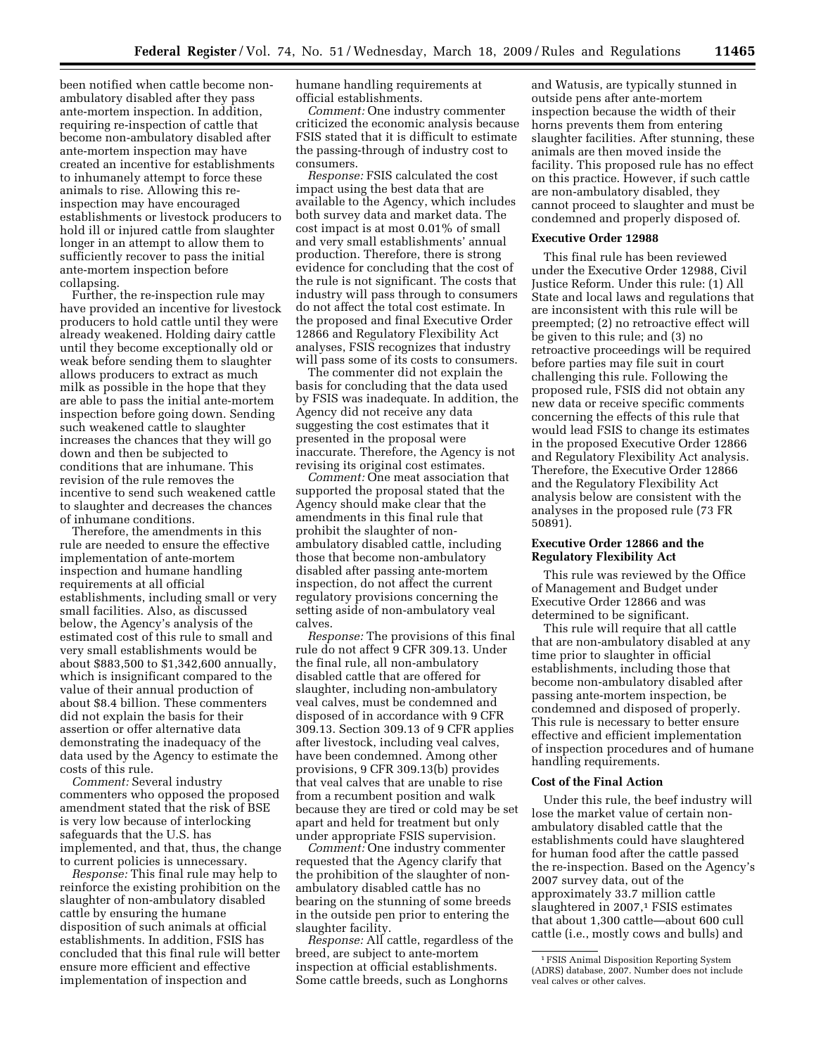been notified when cattle become non-ambulatory disabled after they pass ante-mortem inspection. In addition, requiring re-inspection of cattle that become non-ambulatory disabled after ante-mortem inspection may have created an incentive for establishments to inhumanely attempt to force these animals to rise. Allowing this re-inspection may have encouraged establishments or livestock producers to hold ill or injured cattle from slaughter longer in an attempt to allow them to sufficiently recover to pass the initial ante-mortem inspection before collapsing.

Further, the re-inspection rule may have provided an incentive for livestock producers to hold cattle until they were already weakened. Holding dairy cattle until they become exceptionally old or weak before sending them to slaughter allows producers to extract as much milk as possible in the hope that they are able to pass the initial ante-mortem inspection before going down. Sending such weakened cattle to slaughter increases the chances that they will go down and then be subjected to conditions that are inhumane. This revision of the rule removes the incentive to send such weakened cattle to slaughter and decreases the chances of inhumane conditions.

Therefore, the amendments in this rule are needed to ensure the effective implementation of ante-mortem inspection and humane handling requirements at all official establishments, including small or very small facilities. Also, as discussed below, the Agency's analysis of the estimated cost of this rule to small and very small establishments would be about $883,500 to $1,342,600 annually, which is insignificant compared to the value of their annual production of about $8.4 billion. These commenters did not explain the basis for their assertion or offer alternative data demonstrating the inadequacy of the data used by the Agency to estimate the costs of this rule.

*Comment:* Several industry commenters who opposed the proposed amendment stated that the risk of BSE is very low because of interlocking safeguards that the U.S. has implemented, and that, thus, the change to current policies is unnecessary.

*Response:* This final rule may help to reinforce the existing prohibition on the slaughter of non-ambulatory disabled cattle by ensuring the humane disposition of such animals at official establishments. In addition, FSIS has concluded that this final rule will better ensure more efficient and effective implementation of inspection and humane handling requirements at official establishments.

*Comment:* One industry commenter criticized the economic analysis because FSIS stated that it is difficult to estimate the passing-through of industry cost to consumers.

*Response:* FSIS calculated the cost impact using the best data that are available to the Agency, which includes both survey data and market data. The cost impact is at most 0.01% of small and very small establishments' annual production. Therefore, there is strong evidence for concluding that the cost of the rule is not significant. The costs that industry will pass through to consumers do not affect the total cost estimate. In the proposed and final Executive Order 12866 and Regulatory Flexibility Act analyses, FSIS recognizes that industry will pass some of its costs to consumers.

The commenter did not explain the basis for concluding that the data used by FSIS was inadequate. In addition, the Agency did not receive any data suggesting the cost estimates that it presented in the proposal were inaccurate. Therefore, the Agency is not revising its original cost estimates.

*Comment:* One meat association that supported the proposal stated that the Agency should make clear that the amendments in this final rule that prohibit the slaughter of non-ambulatory disabled cattle, including those that become non-ambulatory disabled after passing ante-mortem inspection, do not affect the current regulatory provisions concerning the setting aside of non-ambulatory veal calves.

*Response:* The provisions of this final rule do not affect 9 CFR 309.13. Under the final rule, all non-ambulatory disabled cattle that are offered for slaughter, including non-ambulatory veal calves, must be condemned and disposed of in accordance with 9 CFR 309.13. Section 309.13 of 9 CFR applies after livestock, including veal calves, have been condemned. Among other provisions, 9 CFR 309.13(b) provides that veal calves that are unable to rise from a recumbent position and walk because they are tired or cold may be set apart and held for treatment but only under appropriate FSIS supervision.

*Comment:* One industry commenter requested that the Agency clarify that the prohibition of the slaughter of non-ambulatory disabled cattle has no bearing on the stunning of some breeds in the outside pen prior to entering the slaughter facility.

*Response:* All cattle, regardless of the breed, are subject to ante-mortem inspection at official establishments. Some cattle breeds, such as Longhorns and Watusis, are typically stunned in outside pens after ante-mortem inspection because the width of their horns prevents them from entering slaughter facilities. After stunning, these animals are then moved inside the facility. This proposed rule has no effect on this practice. However, if such cattle are non-ambulatory disabled, they cannot proceed to slaughter and must be condemned and properly disposed of.

## Executive Order 12988

This final rule has been reviewed under the Executive Order 12988, Civil Justice Reform. Under this rule: (1) All State and local laws and regulations that are inconsistent with this rule will be preempted; (2) no retroactive effect will be given to this rule; and (3) no retroactive proceedings will be required before parties may file suit in court challenging this rule. Following the proposed rule, FSIS did not obtain any new data or receive specific comments concerning the effects of this rule that would lead FSIS to change its estimates in the proposed Executive Order 12866 and Regulatory Flexibility Act analysis. Therefore, the Executive Order 12866 and the Regulatory Flexibility Act analysis below are consistent with the analyses in the proposed rule (73 FR 50891).

## Executive Order 12866 and the Regulatory Flexibility Act

This rule was reviewed by the Office of Management and Budget under Executive Order 12866 and was determined to be significant.

This rule will require that all cattle that are non-ambulatory disabled at any time prior to slaughter in official establishments, including those that become non-ambulatory disabled after passing ante-mortem inspection, be condemned and disposed of properly. This rule is necessary to better ensure effective and efficient implementation of inspection procedures and of humane handling requirements.

## Cost of the Final Action

Under this rule, the beef industry will lose the market value of certain non-ambulatory disabled cattle that the establishments could have slaughtered for human food after the cattle passed the re-inspection. Based on the Agency's 2007 survey data, out of the approximately 33.7 million cattle slaughtered in 2007,[1] FSIS estimates that about 1,300 cattle—about 600 cull cattle (i.e., mostly cows and bulls) and

[1] FSIS Animal Disposition Reporting System (ADRS) database, 2007. Number does not include veal calves or other calves.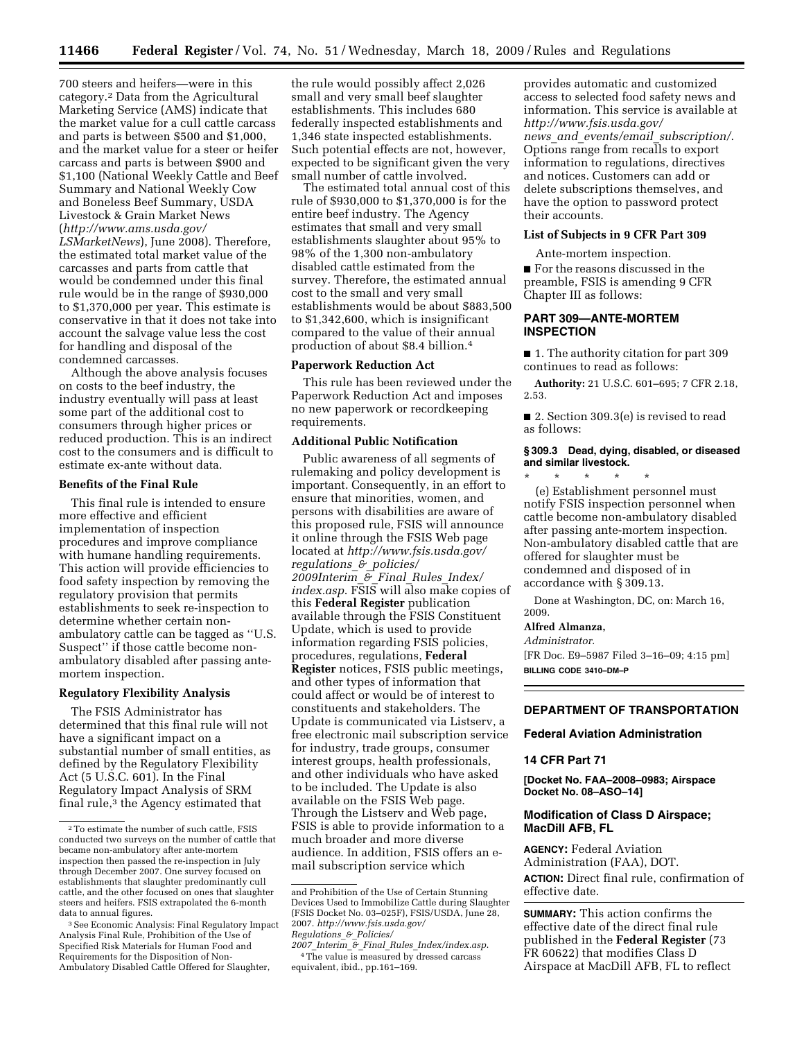700 steers and heifers—were in this category.[2] Data from the Agricultural Marketing Service (AMS) indicate that the market value for a cull cattle carcass and parts is between $500 and $1,000, and the market value for a steer or heifer carcass and parts is between $900 and $1,100 (National Weekly Cattle and Beef Summary and National Weekly Cow and Boneless Beef Summary, USDA Livestock & Grain Market News (*http://www.ams.usda.gov/LSMarketNews*), June 2008). Therefore, the estimated total market value of the carcasses and parts from cattle that would be condemned under this final rule would be in the range of $930,000 to $1,370,000 per year. This estimate is conservative in that it does not take into account the salvage value less the cost for handling and disposal of the condemned carcasses.

Although the above analysis focuses on costs to the beef industry, the industry eventually will pass at least some part of the additional cost to consumers through higher prices or reduced production. This is an indirect cost to the consumers and is difficult to estimate ex-ante without data.

### Benefits of the Final Rule

This final rule is intended to ensure more effective and efficient implementation of inspection procedures and improve compliance with humane handling requirements. This action will provide efficiencies to food safety inspection by removing the regulatory provision that permits establishments to seek re-inspection to determine whether certain non-ambulatory cattle can be tagged as "U.S. Suspect" if those cattle become non-ambulatory disabled after passing ante-mortem inspection.

### Regulatory Flexibility Analysis

The FSIS Administrator has determined that this final rule will not have a significant impact on a substantial number of small entities, as defined by the Regulatory Flexibility Act (5 U.S.C. 601). In the Final Regulatory Impact Analysis of SRM final rule,[3] the Agency estimated that the rule would possibly affect 2,026 small and very small beef slaughter establishments. This includes 680 federally inspected establishments and 1,346 state inspected establishments. Such potential effects are not, however, expected to be significant given the very small number of cattle involved.

The estimated total annual cost of this rule of $930,000 to $1,370,000 is for the entire beef industry. The Agency estimates that small and very small establishments slaughter about 95% to 98% of the 1,300 non-ambulatory disabled cattle estimated from the survey. Therefore, the estimated annual cost to the small and very small establishments would be about $883,500 to $1,342,600, which is insignificant compared to the value of their annual production of about $8.4 billion.[4]

### Paperwork Reduction Act

This rule has been reviewed under the Paperwork Reduction Act and imposes no new paperwork or recordkeeping requirements.

### Additional Public Notification

Public awareness of all segments of rulemaking and policy development is important. Consequently, in an effort to ensure that minorities, women, and persons with disabilities are aware of this proposed rule, FSIS will announce it online through the FSIS Web page located at *http://www.fsis.usda.gov/regulations_&_policies/2009Interim_&_Final_Rules_Index/index.asp*. FSIS will also make copies of this **Federal Register** publication available through the FSIS Constituent Update, which is used to provide information regarding FSIS policies, procedures, regulations, **Federal Register** notices, FSIS public meetings, and other types of information that could affect or would be of interest to constituents and stakeholders. The Update is communicated via Listserv, a free electronic mail subscription service for industry, trade groups, consumer interest groups, health professionals, and other individuals who have asked to be included. The Update is also available on the FSIS Web page. Through the Listserv and Web page, FSIS is able to provide information to a much broader and more diverse audience. In addition, FSIS offers an e-mail subscription service which provides automatic and customized access to selected food safety news and information. This service is available at *http://www.fsis.usda.gov/news_and_events/email_subscription/*. Options range from recalls to export information to regulations, directives and notices. Customers can add or delete subscriptions themselves, and have the option to password protect their accounts.

### List of Subjects in 9 CFR Part 309

Ante-mortem inspection.

■ For the reasons discussed in the preamble, FSIS is amending 9 CFR Chapter III as follows:

## PART 309—ANTE-MORTEM INSPECTION

■ 1. The authority citation for part 309 continues to read as follows:

**Authority:** 21 U.S.C. 601–695; 7 CFR 2.18, 2.53.

■ 2. Section 309.3(e) is revised to read as follows:

**§ 309.3 Dead, dying, disabled, or diseased and similar livestock.**

\* \* \* \* \*

(e) Establishment personnel must notify FSIS inspection personnel when cattle become non-ambulatory disabled after passing ante-mortem inspection. Non-ambulatory disabled cattle that are offered for slaughter must be condemned and disposed of in accordance with § 309.13.

Done at Washington, DC, on: March 16, 2009.

**Alfred Almanza,**

*Administrator.*

[FR Doc. E9–5987 Filed 3–16–09; 4:15 pm]

**BILLING CODE 3410–DM–P**

---

[2] To estimate the number of such cattle, FSIS conducted two surveys on the number of cattle that became non-ambulatory after ante-mortem inspection then passed the re-inspection in July through December 2007. One survey focused on establishments that slaughter predominantly cull cattle, and the other focused on ones that slaughter steers and heifers. FSIS extrapolated the 6-month data to annual figures.

[3] See Economic Analysis: Final Regulatory Impact Analysis Final Rule, Prohibition of the Use of Specified Risk Materials for Human Food and Requirements for the Disposition of Non-Ambulatory Disabled Cattle Offered for Slaughter, and Prohibition of the Use of Certain Stunning Devices Used to Immobilize Cattle during Slaughter (FSIS Docket No. 03–025F), FSIS/USDA, June 28, 2007. *http://www.fsis.usda.gov/Regulations_&_Policies/2007_Interim_&_Final_Rules_Index/index.asp.*

[4] The value is measured by dressed carcass equivalent, ibid., pp.161–169.

---

## DEPARTMENT OF TRANSPORTATION

## Federal Aviation Administration

## 14 CFR Part 71

**[Docket No. FAA–2008–0983; Airspace Docket No. 08–ASO–14]**

## Modification of Class D Airspace; MacDill AFB, FL

**AGENCY:** Federal Aviation Administration (FAA), DOT.

**ACTION:** Direct final rule, confirmation of effective date.

**SUMMARY:** This action confirms the effective date of the direct final rule published in the **Federal Register** (73 FR 60622) that modifies Class D Airspace at MacDill AFB, FL to reflect